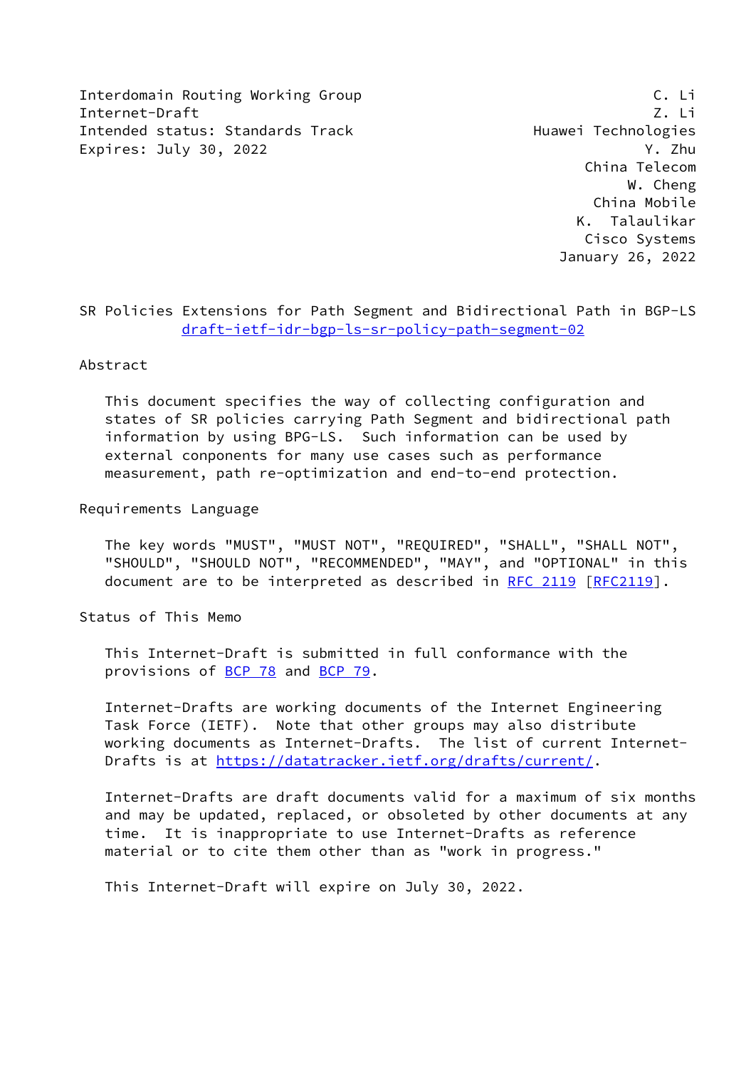Interdomain Routing Working Group — C. Li
Internet-Draft — Z. Li
Intended status: Standards Track — Huawei Technologies
Expires: July 30, 2022 — Y. Zhu

China Telecom

W. Cheng

China Mobile

K. Talaulikar

Cisco Systems

January 26, 2022

# SR Policies Extensions for Path Segment and Bidirectional Path in BGP-LS

draft-ietf-idr-bgp-ls-sr-policy-path-segment-02

## Abstract

This document specifies the way of collecting configuration and states of SR policies carrying Path Segment and bidirectional path information by using BPG-LS. Such information can be used by external conponents for many use cases such as performance measurement, path re-optimization and end-to-end protection.

## Requirements Language

The key words "MUST", "MUST NOT", "REQUIRED", "SHALL", "SHALL NOT", "SHOULD", "SHOULD NOT", "RECOMMENDED", "MAY", and "OPTIONAL" in this document are to be interpreted as described in RFC 2119 [RFC2119].

## Status of This Memo

This Internet-Draft is submitted in full conformance with the provisions of BCP 78 and BCP 79.

Internet-Drafts are working documents of the Internet Engineering Task Force (IETF). Note that other groups may also distribute working documents as Internet-Drafts. The list of current Internet-Drafts is at https://datatracker.ietf.org/drafts/current/.

Internet-Drafts are draft documents valid for a maximum of six months and may be updated, replaced, or obsoleted by other documents at any time. It is inappropriate to use Internet-Drafts as reference material or to cite them other than as "work in progress."

This Internet-Draft will expire on July 30, 2022.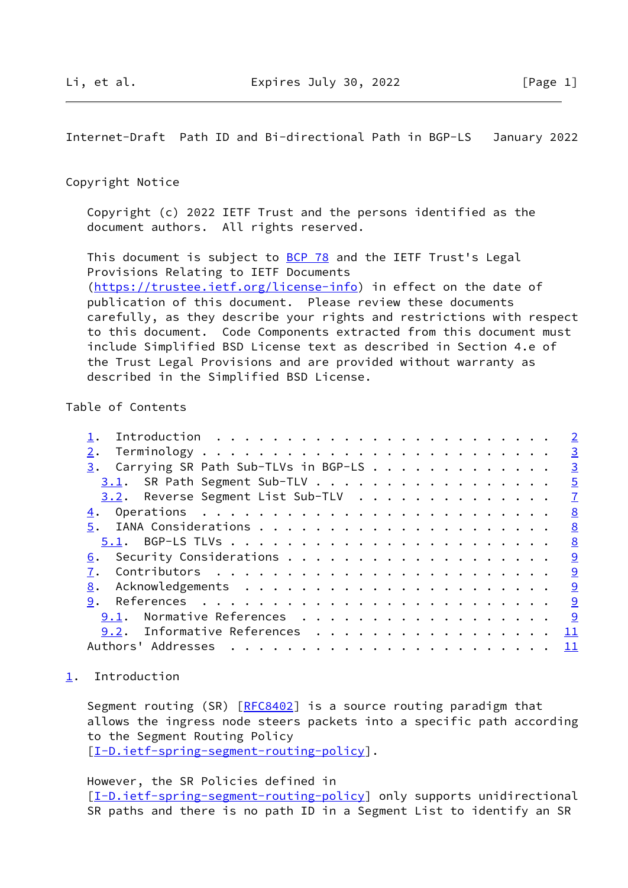## Copyright Notice

Copyright (c) 2022 IETF Trust and the persons identified as the document authors. All rights reserved.

This document is subject to BCP 78 and the IETF Trust's Legal Provisions Relating to IETF Documents (https://trustee.ietf.org/license-info) in effect on the date of publication of this document. Please review these documents carefully, as they describe your rights and restrictions with respect to this document. Code Components extracted from this document must include Simplified BSD License text as described in Section 4.e of the Trust Legal Provisions and are provided without warranty as described in the Simplified BSD License.

## Table of Contents

```
   1.  Introduction . . . . . . . . . . . . . . . . . . . . . . . .   2
   2.  Terminology . . . . . . . . . . . . . . . . . . . . . . . . .   3
   3.  Carrying SR Path Sub-TLVs in BGP-LS . . . . . . . . . . . . .   3
     3.1.  SR Path Segment Sub-TLV . . . . . . . . . . . . . . . . .   5
     3.2.  Reverse Segment List Sub-TLV  . . . . . . . . . . . . . .   7
   4.  Operations  . . . . . . . . . . . . . . . . . . . . . . . . .   8
   5.  IANA Considerations . . . . . . . . . . . . . . . . . . . . .   8
     5.1.  BGP-LS TLVs . . . . . . . . . . . . . . . . . . . . . . .   8
   6.  Security Considerations . . . . . . . . . . . . . . . . . . .   9
   7.  Contributors  . . . . . . . . . . . . . . . . . . . . . . . .   9
   8.  Acknowledgements  . . . . . . . . . . . . . . . . . . . . . .   9
   9.  References  . . . . . . . . . . . . . . . . . . . . . . . . .   9
     9.1.  Normative References  . . . . . . . . . . . . . . . . . .   9
     9.2.  Informative References  . . . . . . . . . . . . . . . . .  11
   Authors' Addresses  . . . . . . . . . . . . . . . . . . . . . . .  11
```

## 1. Introduction

Segment routing (SR) [RFC8402] is a source routing paradigm that allows the ingress node steers packets into a specific path according to the Segment Routing Policy [I-D.ietf-spring-segment-routing-policy].

However, the SR Policies defined in [I-D.ietf-spring-segment-routing-policy] only supports unidirectional SR paths and there is no path ID in a Segment List to identify an SR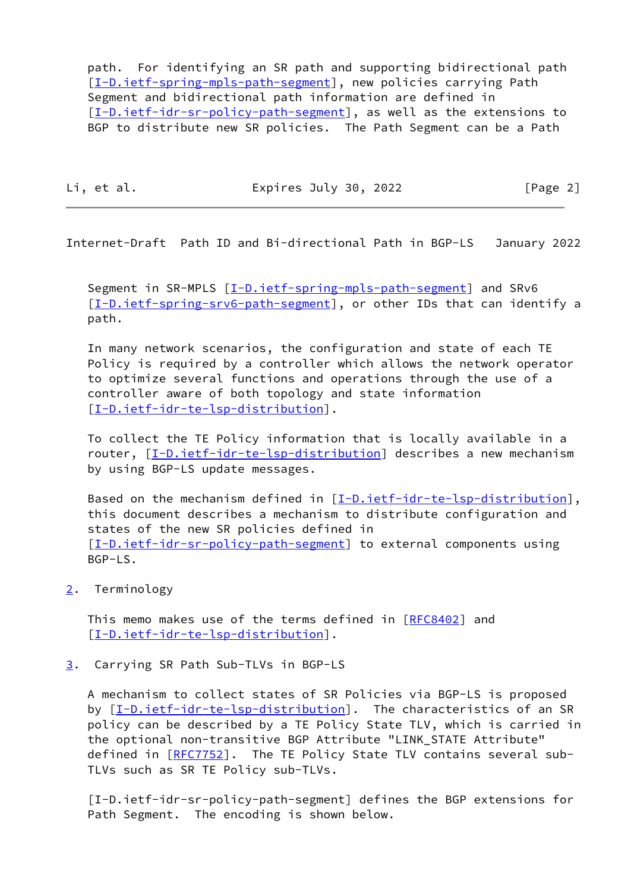path. For identifying an SR path and supporting bidirectional path [I-D.ietf-spring-mpls-path-segment], new policies carrying Path Segment and bidirectional path information are defined in [I-D.ietf-idr-sr-policy-path-segment], as well as the extensions to BGP to distribute new SR policies. The Path Segment can be a Path Segment in SR-MPLS [I-D.ietf-spring-mpls-path-segment] and SRv6 [I-D.ietf-spring-srv6-path-segment], or other IDs that can identify a path.

In many network scenarios, the configuration and state of each TE Policy is required by a controller which allows the network operator to optimize several functions and operations through the use of a controller aware of both topology and state information [I-D.ietf-idr-te-lsp-distribution].

To collect the TE Policy information that is locally available in a router, [I-D.ietf-idr-te-lsp-distribution] describes a new mechanism by using BGP-LS update messages.

Based on the mechanism defined in [I-D.ietf-idr-te-lsp-distribution], this document describes a mechanism to distribute configuration and states of the new SR policies defined in [I-D.ietf-idr-sr-policy-path-segment] to external components using BGP-LS.

## 2. Terminology

This memo makes use of the terms defined in [RFC8402] and [I-D.ietf-idr-te-lsp-distribution].

## 3. Carrying SR Path Sub-TLVs in BGP-LS

A mechanism to collect states of SR Policies via BGP-LS is proposed by [I-D.ietf-idr-te-lsp-distribution]. The characteristics of an SR policy can be described by a TE Policy State TLV, which is carried in the optional non-transitive BGP Attribute "LINK_STATE Attribute" defined in [RFC7752]. The TE Policy State TLV contains several sub-TLVs such as SR TE Policy sub-TLVs.

[I-D.ietf-idr-sr-policy-path-segment] defines the BGP extensions for Path Segment. The encoding is shown below.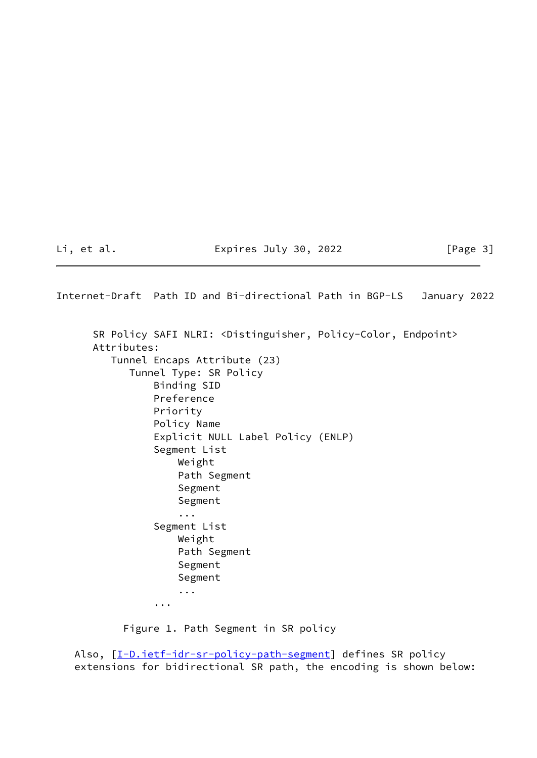```
SR Policy SAFI NLRI: <Distinguisher, Policy-Color, Endpoint>
Attributes:
   Tunnel Encaps Attribute (23)
      Tunnel Type: SR Policy
          Binding SID
          Preference
          Priority
          Policy Name
          Explicit NULL Label Policy (ENLP)
          Segment List
              Weight
              Path Segment
              Segment
              Segment
              ...
          Segment List
              Weight
              Path Segment
              Segment
              Segment
              ...
          ...
```

Figure 1. Path Segment in SR policy

Also, [I-D.ietf-idr-sr-policy-path-segment] defines SR policy extensions for bidirectional SR path, the encoding is shown below: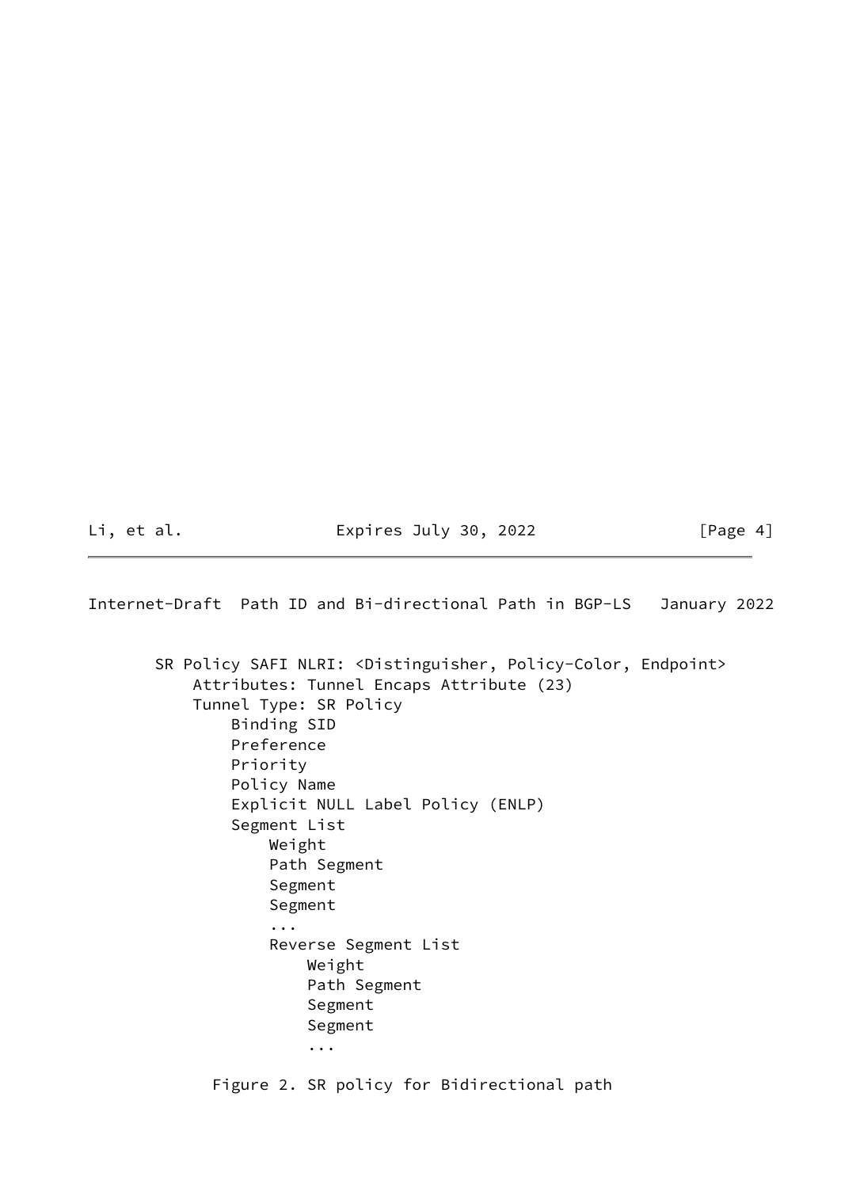```
SR Policy SAFI NLRI: <Distinguisher, Policy-Color, Endpoint>
    Attributes: Tunnel Encaps Attribute (23)
    Tunnel Type: SR Policy
        Binding SID
        Preference
        Priority
        Policy Name
        Explicit NULL Label Policy (ENLP)
        Segment List
            Weight
            Path Segment
            Segment
            Segment
            ...
            Reverse Segment List
                Weight
                Path Segment
                Segment
                Segment
                ...
```

Figure 2. SR policy for Bidirectional path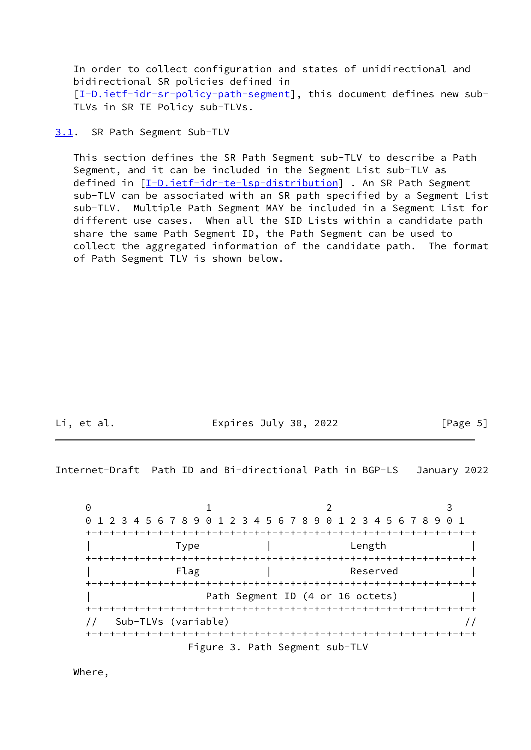In order to collect configuration and states of unidirectional and bidirectional SR policies defined in [I-D.ietf-idr-sr-policy-path-segment], this document defines new sub-TLVs in SR TE Policy sub-TLVs.

### 3.1. SR Path Segment Sub-TLV

This section defines the SR Path Segment sub-TLV to describe a Path Segment, and it can be included in the Segment List sub-TLV as defined in [I-D.ietf-idr-te-lsp-distribution] . An SR Path Segment sub-TLV can be associated with an SR path specified by a Segment List sub-TLV. Multiple Path Segment MAY be included in a Segment List for different use cases. When all the SID Lists within a candidate path share the same Path Segment ID, the Path Segment can be used to collect the aggregated information of the candidate path. The format of Path Segment TLV is shown below.

```
 0                   1                   2                   3
 0 1 2 3 4 5 6 7 8 9 0 1 2 3 4 5 6 7 8 9 0 1 2 3 4 5 6 7 8 9 0 1
+-+-+-+-+-+-+-+-+-+-+-+-+-+-+-+-+-+-+-+-+-+-+-+-+-+-+-+-+-+-+-+-+
|              Type             |              Length           |
+-+-+-+-+-+-+-+-+-+-+-+-+-+-+-+-+-+-+-+-+-+-+-+-+-+-+-+-+-+-+-+-+
|              Flag             |              Reserved         |
+-+-+-+-+-+-+-+-+-+-+-+-+-+-+-+-+-+-+-+-+-+-+-+-+-+-+-+-+-+-+-+-+
|                   Path Segment ID (4 or 16 octets)            |
+-+-+-+-+-+-+-+-+-+-+-+-+-+-+-+-+-+-+-+-+-+-+-+-+-+-+-+-+-+-+-+-+
//   Sub-TLVs (variable)                                       //
+-+-+-+-+-+-+-+-+-+-+-+-+-+-+-+-+-+-+-+-+-+-+-+-+-+-+-+-+-+-+-+-+
```

Figure 3. Path Segment sub-TLV

Where,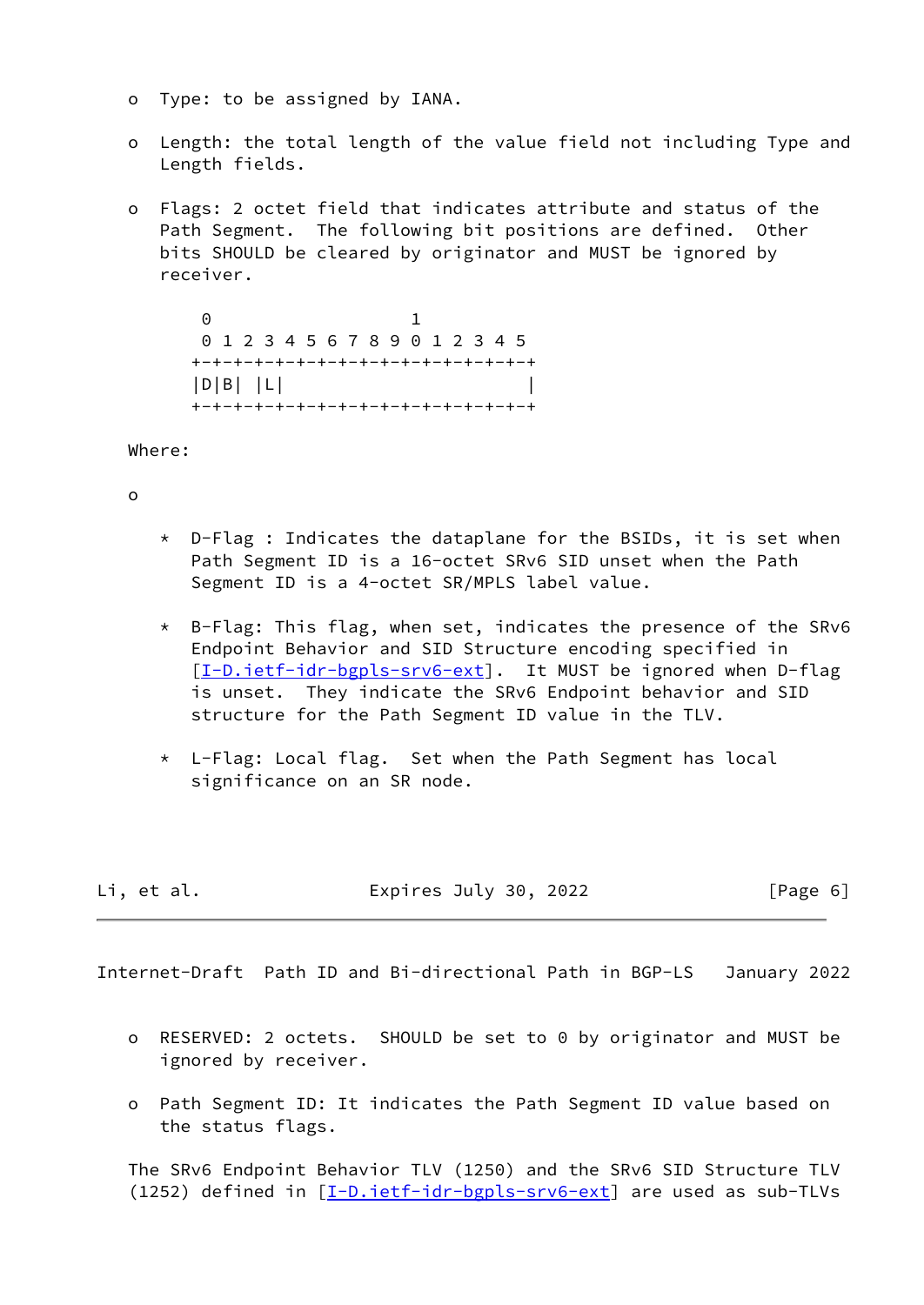- Type: to be assigned by IANA.

- Length: the total length of the value field not including Type and Length fields.

- Flags: 2 octet field that indicates attribute and status of the Path Segment. The following bit positions are defined. Other bits SHOULD be cleared by originator and MUST be ignored by receiver.

```
 0                   1
 0 1 2 3 4 5 6 7 8 9 0 1 2 3 4 5
+-+-+-+-+-+-+-+-+-+-+-+-+-+-+-+-+
|D|B| |L|                       |
+-+-+-+-+-+-+-+-+-+-+-+-+-+-+-+-+
```

Where:

- 
  * D-Flag : Indicates the dataplane for the BSIDs, it is set when Path Segment ID is a 16-octet SRv6 SID unset when the Path Segment ID is a 4-octet SR/MPLS label value.

  * B-Flag: This flag, when set, indicates the presence of the SRv6 Endpoint Behavior and SID Structure encoding specified in [I-D.ietf-idr-bgpls-srv6-ext]. It MUST be ignored when D-flag is unset. They indicate the SRv6 Endpoint behavior and SID structure for the Path Segment ID value in the TLV.

  * L-Flag: Local flag. Set when the Path Segment has local significance on an SR node.

- RESERVED: 2 octets. SHOULD be set to 0 by originator and MUST be ignored by receiver.

- Path Segment ID: It indicates the Path Segment ID value based on the status flags.

The SRv6 Endpoint Behavior TLV (1250) and the SRv6 SID Structure TLV (1252) defined in [I-D.ietf-idr-bgpls-srv6-ext] are used as sub-TLVs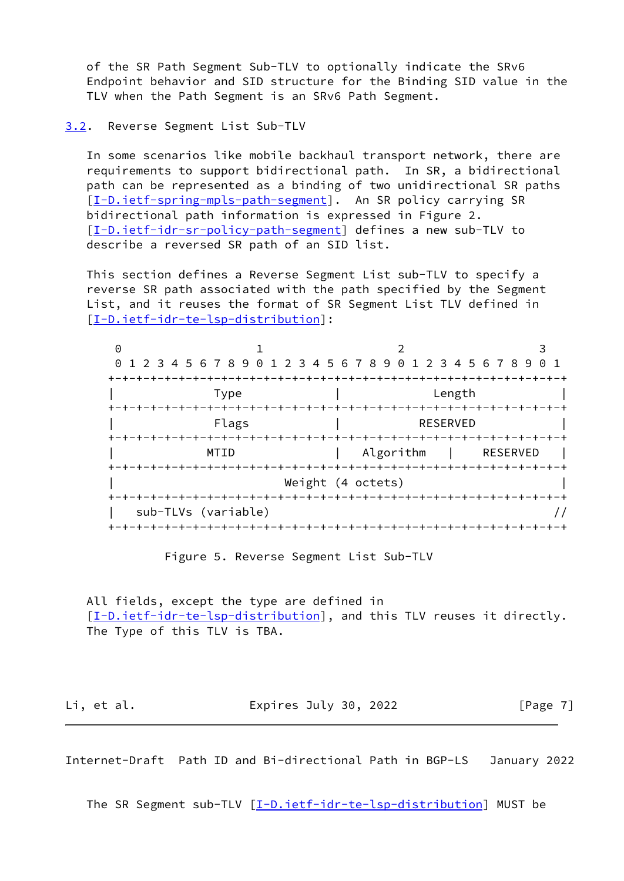of the SR Path Segment Sub-TLV to optionally indicate the SRv6 Endpoint behavior and SID structure for the Binding SID value in the TLV when the Path Segment is an SRv6 Path Segment.

## 3.2. Reverse Segment List Sub-TLV

In some scenarios like mobile backhaul transport network, there are requirements to support bidirectional path. In SR, a bidirectional path can be represented as a binding of two unidirectional SR paths [I-D.ietf-spring-mpls-path-segment]. An SR policy carrying SR bidirectional path information is expressed in Figure 2. [I-D.ietf-idr-sr-policy-path-segment] defines a new sub-TLV to describe a reversed SR path of an SID list.

This section defines a Reverse Segment List sub-TLV to specify a reverse SR path associated with the path specified by the Segment List, and it reuses the format of SR Segment List TLV defined in [I-D.ietf-idr-te-lsp-distribution]:

```
 0                   1                   2                   3
 0 1 2 3 4 5 6 7 8 9 0 1 2 3 4 5 6 7 8 9 0 1 2 3 4 5 6 7 8 9 0 1
+-+-+-+-+-+-+-+-+-+-+-+-+-+-+-+-+-+-+-+-+-+-+-+-+-+-+-+-+-+-+-+-+
|              Type             |             Length            |
+-+-+-+-+-+-+-+-+-+-+-+-+-+-+-+-+-+-+-+-+-+-+-+-+-+-+-+-+-+-+-+-+
|              Flags            |           RESERVED            |
+-+-+-+-+-+-+-+-+-+-+-+-+-+-+-+-+-+-+-+-+-+-+-+-+-+-+-+-+-+-+-+-+
|             MTID              |  Algorithm    |    RESERVED   |
+-+-+-+-+-+-+-+-+-+-+-+-+-+-+-+-+-+-+-+-+-+-+-+-+-+-+-+-+-+-+-+-+
|                         Weight (4 octets)                     |
+-+-+-+-+-+-+-+-+-+-+-+-+-+-+-+-+-+-+-+-+-+-+-+-+-+-+-+-+-+-+-+-+
|   sub-TLVs (variable)                                        //
+-+-+-+-+-+-+-+-+-+-+-+-+-+-+-+-+-+-+-+-+-+-+-+-+-+-+-+-+-+-+-+-+
```

Figure 5. Reverse Segment List Sub-TLV

All fields, except the type are defined in [I-D.ietf-idr-te-lsp-distribution], and this TLV reuses it directly. The Type of this TLV is TBA.

The SR Segment sub-TLV [I-D.ietf-idr-te-lsp-distribution] MUST be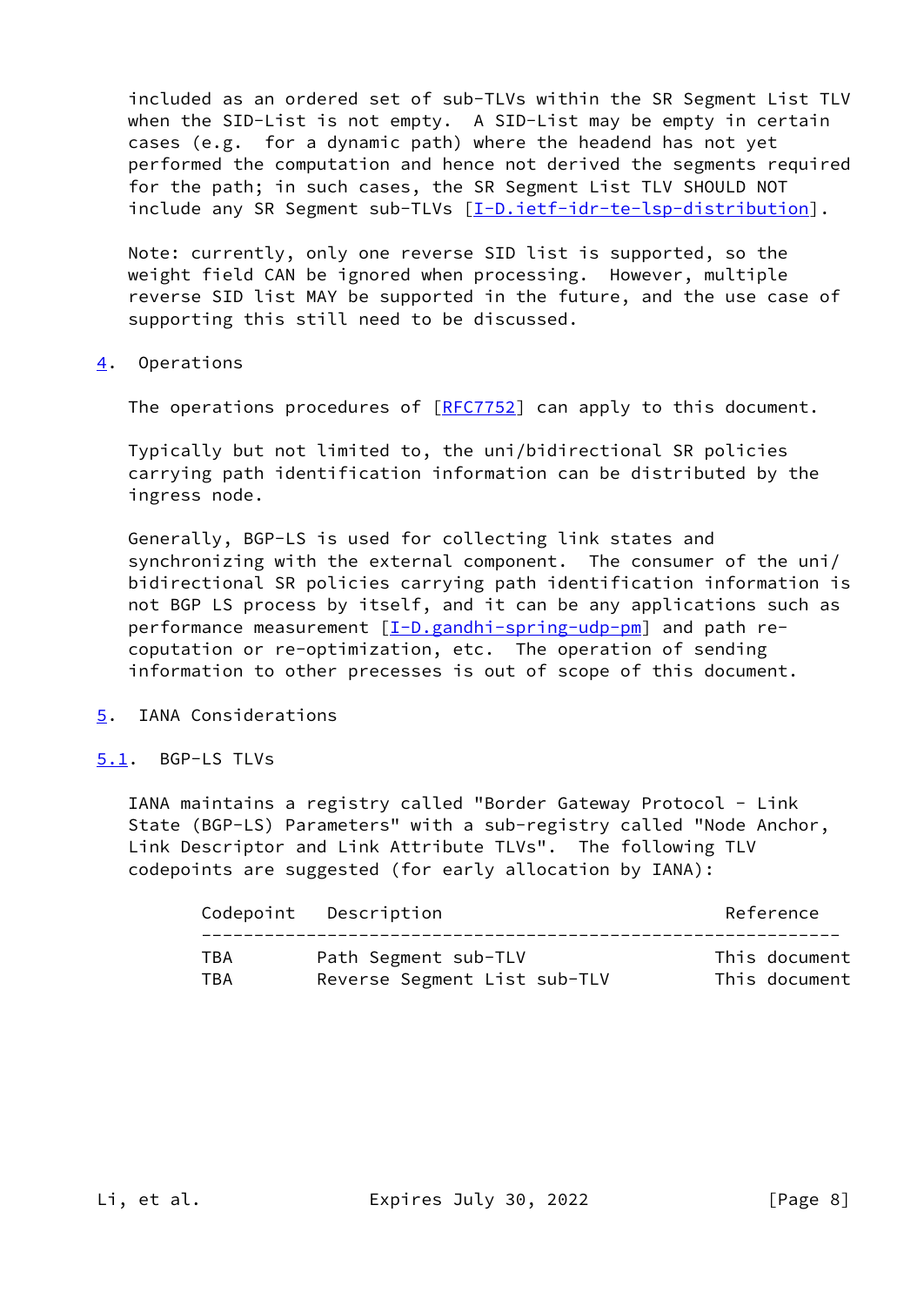included as an ordered set of sub-TLVs within the SR Segment List TLV when the SID-List is not empty. A SID-List may be empty in certain cases (e.g. for a dynamic path) where the headend has not yet performed the computation and hence not derived the segments required for the path; in such cases, the SR Segment List TLV SHOULD NOT include any SR Segment sub-TLVs [I-D.ietf-idr-te-lsp-distribution].

Note: currently, only one reverse SID list is supported, so the weight field CAN be ignored when processing. However, multiple reverse SID list MAY be supported in the future, and the use case of supporting this still need to be discussed.

## 4. Operations

The operations procedures of [RFC7752] can apply to this document.

Typically but not limited to, the uni/bidirectional SR policies carrying path identification information can be distributed by the ingress node.

Generally, BGP-LS is used for collecting link states and synchronizing with the external component. The consumer of the uni/bidirectional SR policies carrying path identification information is not BGP LS process by itself, and it can be any applications such as performance measurement [I-D.gandhi-spring-udp-pm] and path re-coputation or re-optimization, etc. The operation of sending information to other precesses is out of scope of this document.

## 5. IANA Considerations

### 5.1. BGP-LS TLVs

IANA maintains a registry called "Border Gateway Protocol - Link State (BGP-LS) Parameters" with a sub-registry called "Node Anchor, Link Descriptor and Link Attribute TLVs". The following TLV codepoints are suggested (for early allocation by IANA):

| Codepoint | Description | Reference |
|---|---|---|
| TBA | Path Segment sub-TLV | This document |
| TBA | Reverse Segment List sub-TLV | This document |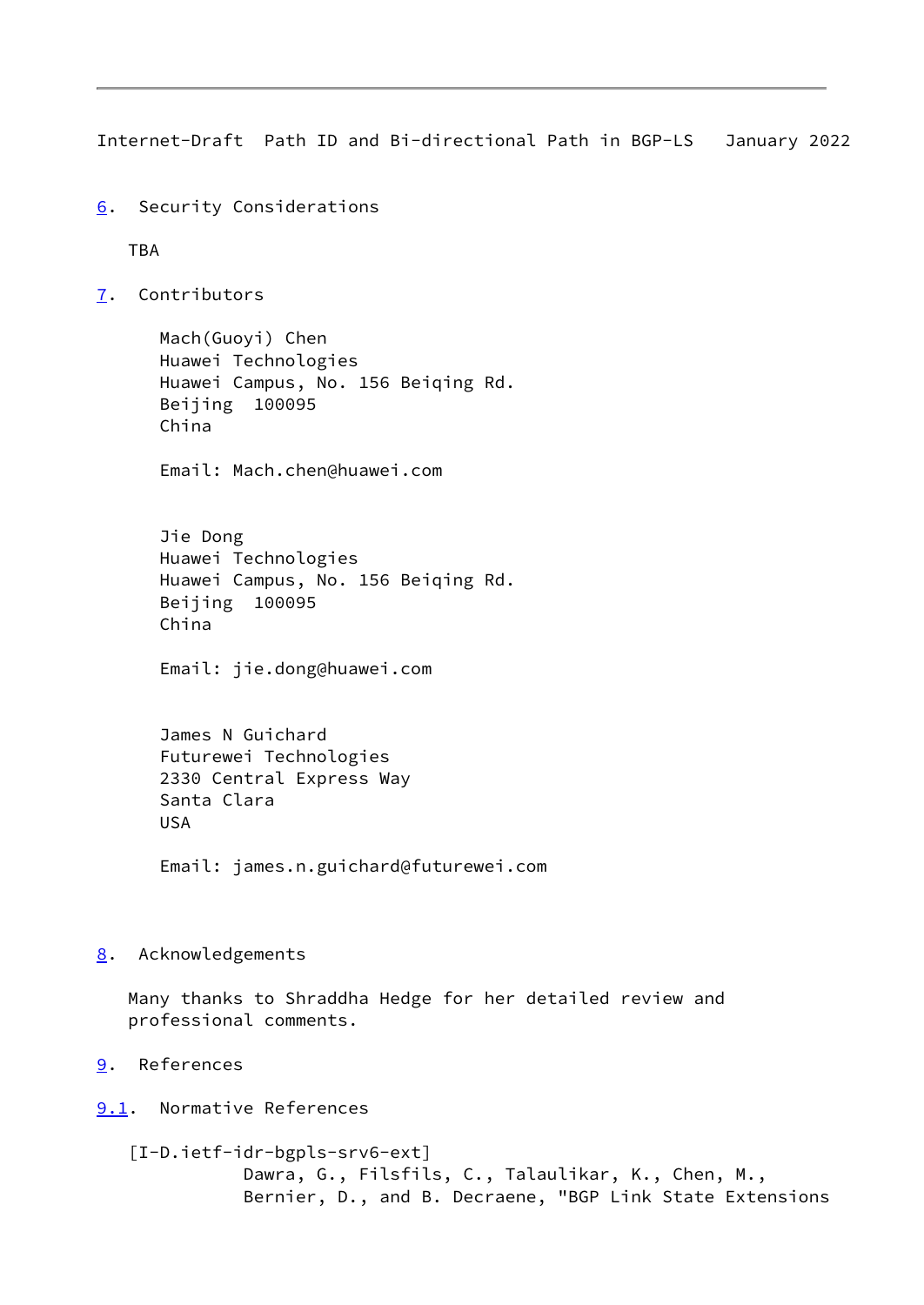## 6. Security Considerations

TBA

## 7. Contributors

Mach(Guoyi) Chen
Huawei Technologies
Huawei Campus, No. 156 Beiqing Rd.
Beijing  100095
China

Email: Mach.chen@huawei.com

Jie Dong
Huawei Technologies
Huawei Campus, No. 156 Beiqing Rd.
Beijing  100095
China

Email: jie.dong@huawei.com

James N Guichard
Futurewei Technologies
2330 Central Express Way
Santa Clara
USA

Email: james.n.guichard@futurewei.com

## 8. Acknowledgements

Many thanks to Shraddha Hedge for her detailed review and professional comments.

## 9. References

### 9.1. Normative References

[I-D.ietf-idr-bgpls-srv6-ext]
Dawra, G., Filsfils, C., Talaulikar, K., Chen, M., Bernier, D., and B. Decraene, "BGP Link State Extensions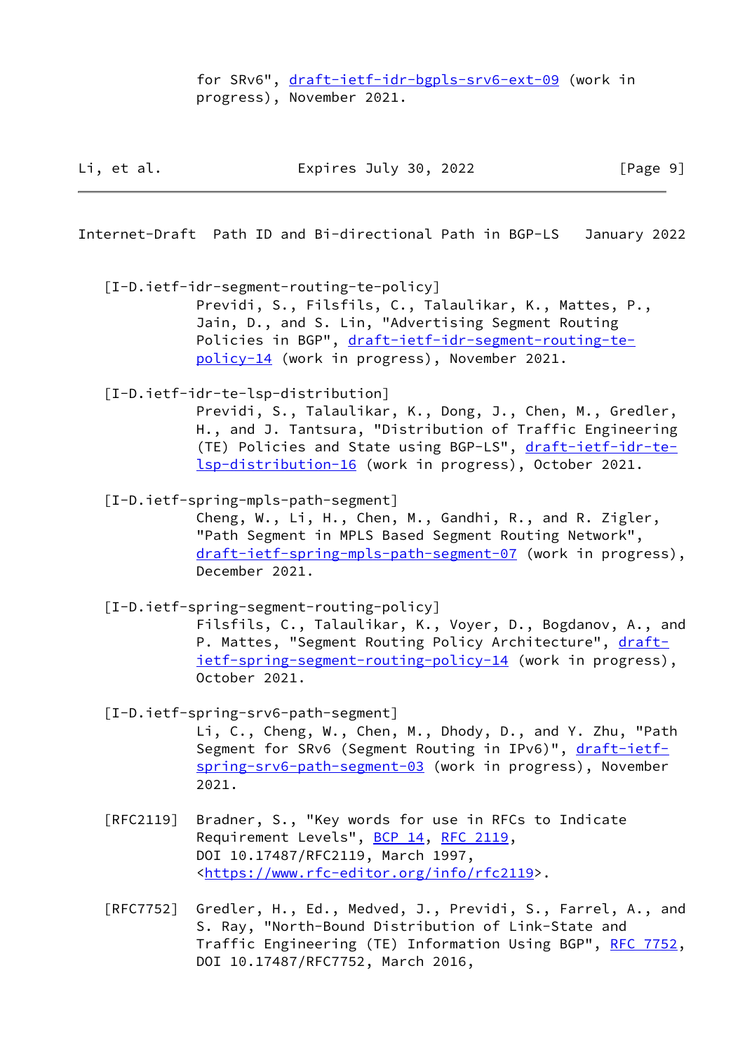for SRv6", draft-ietf-idr-bgpls-srv6-ext-09 (work in progress), November 2021.

[I-D.ietf-idr-segment-routing-te-policy]
Previdi, S., Filsfils, C., Talaulikar, K., Mattes, P., Jain, D., and S. Lin, "Advertising Segment Routing Policies in BGP", draft-ietf-idr-segment-routing-te-policy-14 (work in progress), November 2021.

[I-D.ietf-idr-te-lsp-distribution]
Previdi, S., Talaulikar, K., Dong, J., Chen, M., Gredler, H., and J. Tantsura, "Distribution of Traffic Engineering (TE) Policies and State using BGP-LS", draft-ietf-idr-te-lsp-distribution-16 (work in progress), October 2021.

[I-D.ietf-spring-mpls-path-segment]
Cheng, W., Li, H., Chen, M., Gandhi, R., and R. Zigler, "Path Segment in MPLS Based Segment Routing Network", draft-ietf-spring-mpls-path-segment-07 (work in progress), December 2021.

[I-D.ietf-spring-segment-routing-policy]
Filsfils, C., Talaulikar, K., Voyer, D., Bogdanov, A., and P. Mattes, "Segment Routing Policy Architecture", draft-ietf-spring-segment-routing-policy-14 (work in progress), October 2021.

[I-D.ietf-spring-srv6-path-segment]
Li, C., Cheng, W., Chen, M., Dhody, D., and Y. Zhu, "Path Segment for SRv6 (Segment Routing in IPv6)", draft-ietf-spring-srv6-path-segment-03 (work in progress), November 2021.

[RFC2119] Bradner, S., "Key words for use in RFCs to Indicate Requirement Levels", BCP 14, RFC 2119, DOI 10.17487/RFC2119, March 1997, <https://www.rfc-editor.org/info/rfc2119>.

[RFC7752] Gredler, H., Ed., Medved, J., Previdi, S., Farrel, A., and S. Ray, "North-Bound Distribution of Link-State and Traffic Engineering (TE) Information Using BGP", RFC 7752, DOI 10.17487/RFC7752, March 2016,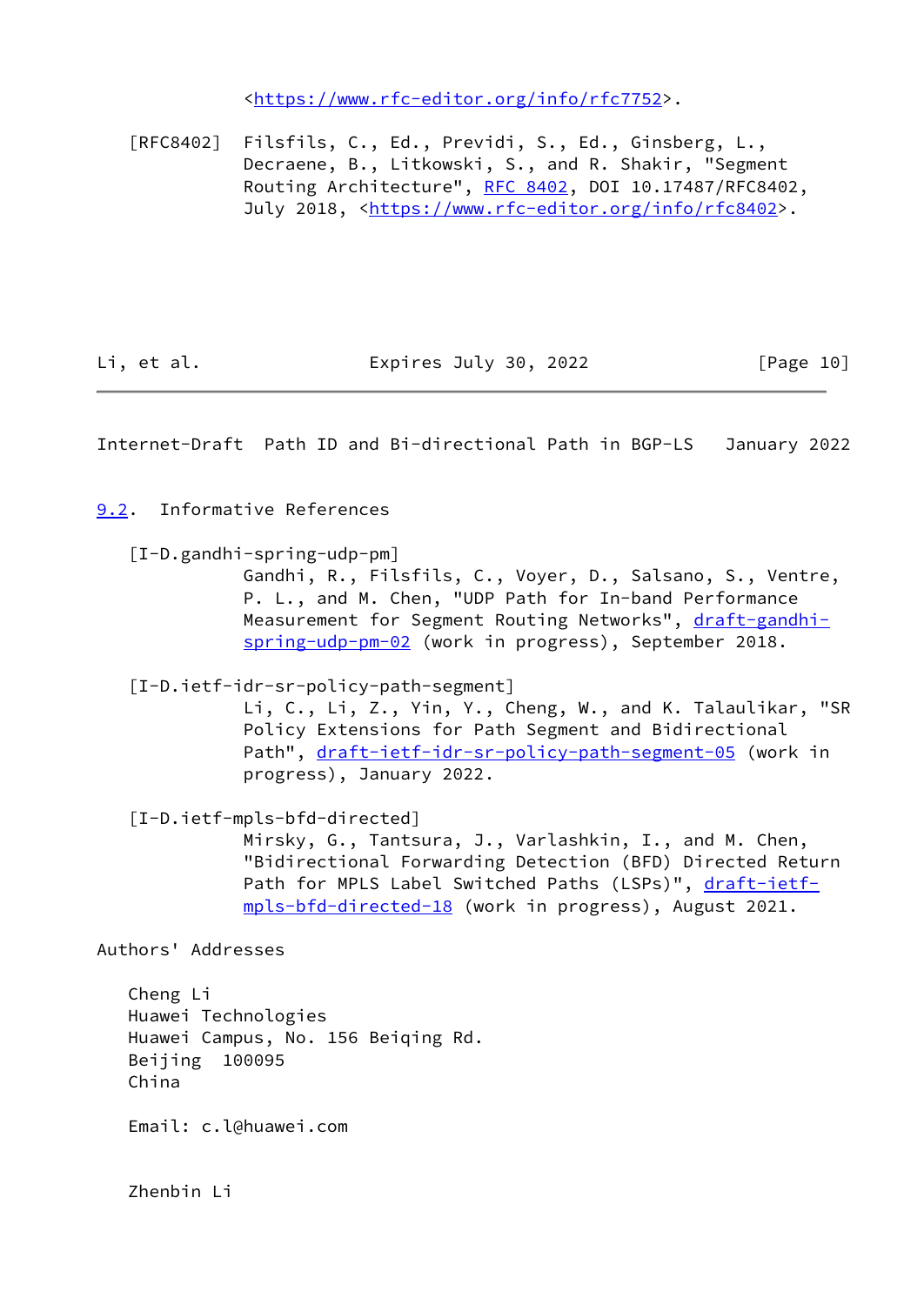<https://www.rfc-editor.org/info/rfc7752>.

[RFC8402] Filsfils, C., Ed., Previdi, S., Ed., Ginsberg, L., Decraene, B., Litkowski, S., and R. Shakir, "Segment Routing Architecture", RFC 8402, DOI 10.17487/RFC8402, July 2018, <https://www.rfc-editor.org/info/rfc8402>.

## 9.2. Informative References

[I-D.gandhi-spring-udp-pm] Gandhi, R., Filsfils, C., Voyer, D., Salsano, S., Ventre, P. L., and M. Chen, "UDP Path for In-band Performance Measurement for Segment Routing Networks", draft-gandhi-spring-udp-pm-02 (work in progress), September 2018.

[I-D.ietf-idr-sr-policy-path-segment] Li, C., Li, Z., Yin, Y., Cheng, W., and K. Talaulikar, "SR Policy Extensions for Path Segment and Bidirectional Path", draft-ietf-idr-sr-policy-path-segment-05 (work in progress), January 2022.

[I-D.ietf-mpls-bfd-directed] Mirsky, G., Tantsura, J., Varlashkin, I., and M. Chen, "Bidirectional Forwarding Detection (BFD) Directed Return Path for MPLS Label Switched Paths (LSPs)", draft-ietf-mpls-bfd-directed-18 (work in progress), August 2021.

## Authors' Addresses

Cheng Li
Huawei Technologies
Huawei Campus, No. 156 Beiqing Rd.
Beijing 100095
China

Email: c.l@huawei.com

Zhenbin Li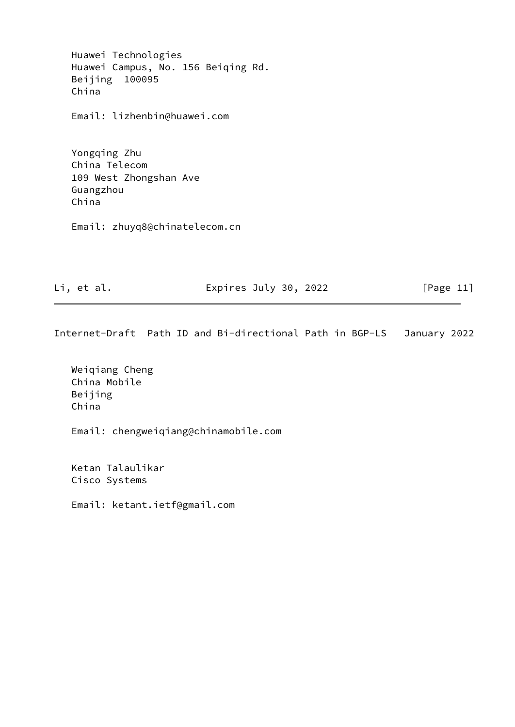Huawei Technologies
Huawei Campus, No. 156 Beiqing Rd.
Beijing  100095
China

Email: lizhenbin@huawei.com

Yongqing Zhu
China Telecom
109 West Zhongshan Ave
Guangzhou
China

Email: zhuyq8@chinatelecom.cn

Weiqiang Cheng
China Mobile
Beijing
China

Email: chengweiqiang@chinamobile.com

Ketan Talaulikar
Cisco Systems

Email: ketant.ietf@gmail.com